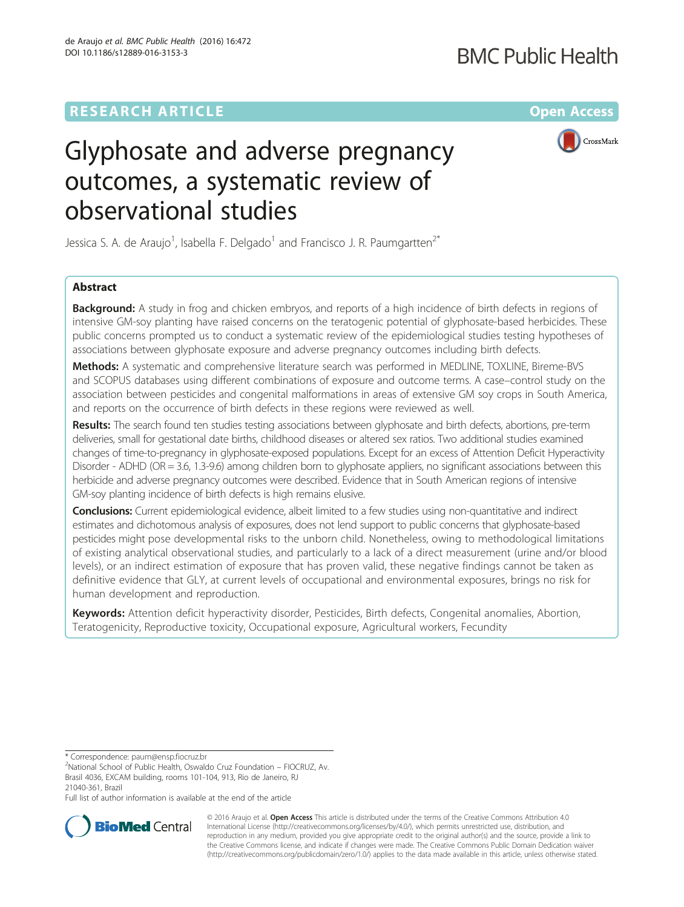RESEARCH ARTICLE

Open Access

# Glyphosate and adverse pregnancy outcomes, a systematic review of observational studies

Jessica S. A. de Araujo[1], Isabella F. Delgado[1] and Francisco J. R. Paumgartten[2*]

## Abstract

**Background:** A study in frog and chicken embryos, and reports of a high incidence of birth defects in regions of intensive GM-soy planting have raised concerns on the teratogenic potential of glyphosate-based herbicides. These public concerns prompted us to conduct a systematic review of the epidemiological studies testing hypotheses of associations between glyphosate exposure and adverse pregnancy outcomes including birth defects.

**Methods:** A systematic and comprehensive literature search was performed in MEDLINE, TOXLINE, Bireme-BVS and SCOPUS databases using different combinations of exposure and outcome terms. A case–control study on the association between pesticides and congenital malformations in areas of extensive GM soy crops in South America, and reports on the occurrence of birth defects in these regions were reviewed as well.

**Results:** The search found ten studies testing associations between glyphosate and birth defects, abortions, pre-term deliveries, small for gestational date births, childhood diseases or altered sex ratios. Two additional studies examined changes of time-to-pregnancy in glyphosate-exposed populations. Except for an excess of Attention Deficit Hyperactivity Disorder - ADHD (OR = 3.6, 1.3-9.6) among children born to glyphosate appliers, no significant associations between this herbicide and adverse pregnancy outcomes were described. Evidence that in South American regions of intensive GM-soy planting incidence of birth defects is high remains elusive.

**Conclusions:** Current epidemiological evidence, albeit limited to a few studies using non-quantitative and indirect estimates and dichotomous analysis of exposures, does not lend support to public concerns that glyphosate-based pesticides might pose developmental risks to the unborn child. Nonetheless, owing to methodological limitations of existing analytical observational studies, and particularly to a lack of a direct measurement (urine and/or blood levels), or an indirect estimation of exposure that has proven valid, these negative findings cannot be taken as definitive evidence that GLY, at current levels of occupational and environmental exposures, brings no risk for human development and reproduction.

**Keywords:** Attention deficit hyperactivity disorder, Pesticides, Birth defects, Congenital anomalies, Abortion, Teratogenicity, Reproductive toxicity, Occupational exposure, Agricultural workers, Fecundity

\* Correspondence: paum@ensp.fiocruz.br
[2]National School of Public Health, Oswaldo Cruz Foundation – FIOCRUZ, Av. Brasil 4036, EXCAM building, rooms 101-104, 913, Rio de Janeiro, RJ 21040-361, Brazil
Full list of author information is available at the end of the article

© 2016 Araujo et al. **Open Access** This article is distributed under the terms of the Creative Commons Attribution 4.0 International License (http://creativecommons.org/licenses/by/4.0/), which permits unrestricted use, distribution, and reproduction in any medium, provided you give appropriate credit to the original author(s) and the source, provide a link to the Creative Commons license, and indicate if changes were made. The Creative Commons Public Domain Dedication waiver (http://creativecommons.org/publicdomain/zero/1.0/) applies to the data made available in this article, unless otherwise stated.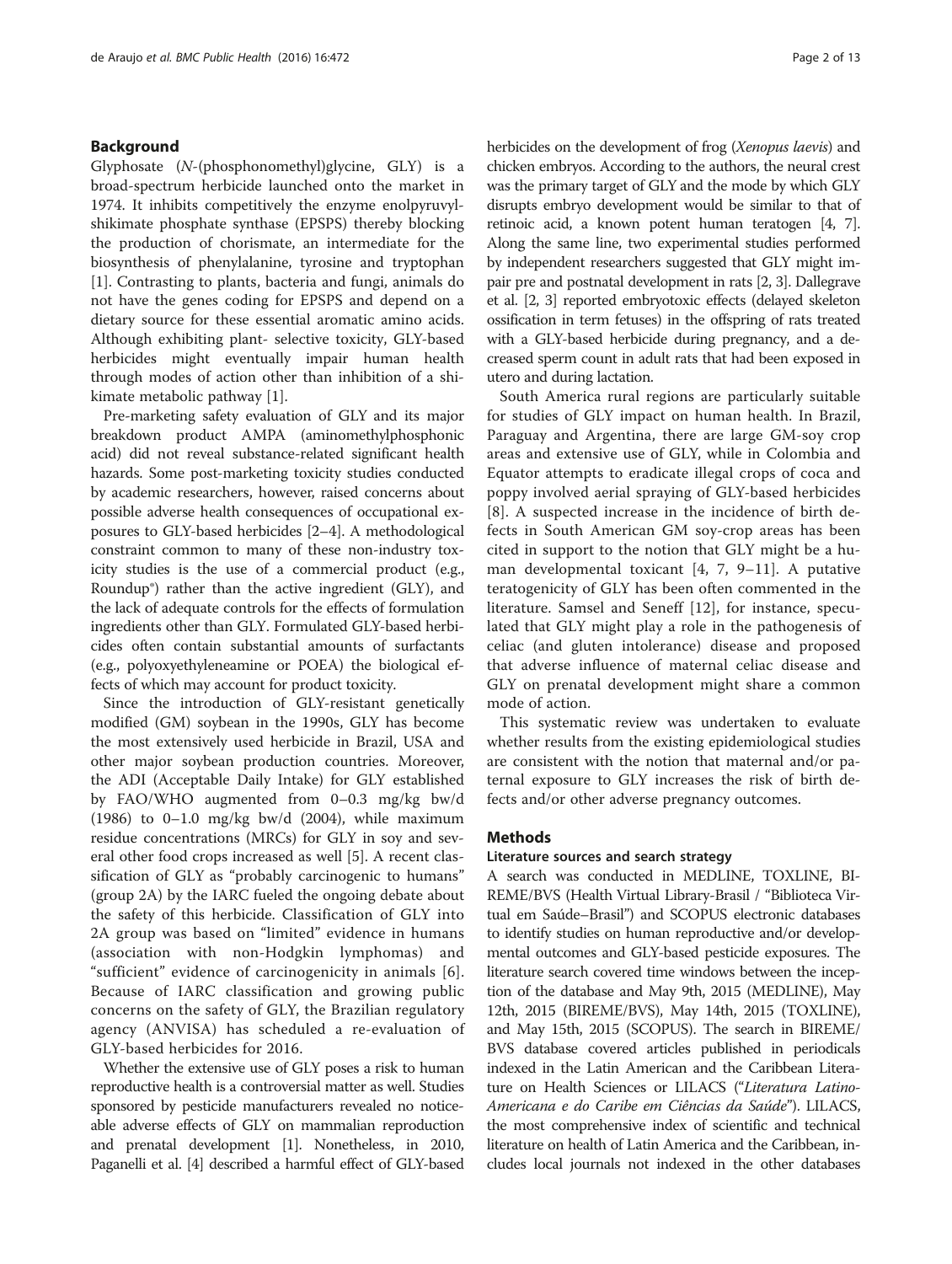## Background

Glyphosate (*N*-(phosphonomethyl)glycine, GLY) is a broad-spectrum herbicide launched onto the market in 1974. It inhibits competitively the enzyme enolpyruvylshikimate phosphate synthase (EPSPS) thereby blocking the production of chorismate, an intermediate for the biosynthesis of phenylalanine, tyrosine and tryptophan [1]. Contrasting to plants, bacteria and fungi, animals do not have the genes coding for EPSPS and depend on a dietary source for these essential aromatic amino acids. Although exhibiting plant- selective toxicity, GLY-based herbicides might eventually impair human health through modes of action other than inhibition of a shikimate metabolic pathway [1].

Pre-marketing safety evaluation of GLY and its major breakdown product AMPA (aminomethylphosphonic acid) did not reveal substance-related significant health hazards. Some post-marketing toxicity studies conducted by academic researchers, however, raised concerns about possible adverse health consequences of occupational exposures to GLY-based herbicides [2–4]. A methodological constraint common to many of these non-industry toxicity studies is the use of a commercial product (e.g., Roundup®) rather than the active ingredient (GLY), and the lack of adequate controls for the effects of formulation ingredients other than GLY. Formulated GLY-based herbicides often contain substantial amounts of surfactants (e.g., polyoxyethyleneamine or POEA) the biological effects of which may account for product toxicity.

Since the introduction of GLY-resistant genetically modified (GM) soybean in the 1990s, GLY has become the most extensively used herbicide in Brazil, USA and other major soybean production countries. Moreover, the ADI (Acceptable Daily Intake) for GLY established by FAO/WHO augmented from 0–0.3 mg/kg bw/d (1986) to 0–1.0 mg/kg bw/d (2004), while maximum residue concentrations (MRCs) for GLY in soy and several other food crops increased as well [5]. A recent classification of GLY as "probably carcinogenic to humans" (group 2A) by the IARC fueled the ongoing debate about the safety of this herbicide. Classification of GLY into 2A group was based on "limited" evidence in humans (association with non-Hodgkin lymphomas) and "sufficient" evidence of carcinogenicity in animals [6]. Because of IARC classification and growing public concerns on the safety of GLY, the Brazilian regulatory agency (ANVISA) has scheduled a re-evaluation of GLY-based herbicides for 2016.

Whether the extensive use of GLY poses a risk to human reproductive health is a controversial matter as well. Studies sponsored by pesticide manufacturers revealed no noticeable adverse effects of GLY on mammalian reproduction and prenatal development [1]. Nonetheless, in 2010, Paganelli et al. [4] described a harmful effect of GLY-based herbicides on the development of frog (*Xenopus laevis*) and chicken embryos. According to the authors, the neural crest was the primary target of GLY and the mode by which GLY disrupts embryo development would be similar to that of retinoic acid, a known potent human teratogen [4, 7]. Along the same line, two experimental studies performed by independent researchers suggested that GLY might impair pre and postnatal development in rats [2, 3]. Dallegrave et al. [2, 3] reported embryotoxic effects (delayed skeleton ossification in term fetuses) in the offspring of rats treated with a GLY-based herbicide during pregnancy, and a decreased sperm count in adult rats that had been exposed in utero and during lactation.

South America rural regions are particularly suitable for studies of GLY impact on human health. In Brazil, Paraguay and Argentina, there are large GM-soy crop areas and extensive use of GLY, while in Colombia and Equator attempts to eradicate illegal crops of coca and poppy involved aerial spraying of GLY-based herbicides [8]. A suspected increase in the incidence of birth defects in South American GM soy-crop areas has been cited in support to the notion that GLY might be a human developmental toxicant [4, 7, 9–11]. A putative teratogenicity of GLY has been often commented in the literature. Samsel and Seneff [12], for instance, speculated that GLY might play a role in the pathogenesis of celiac (and gluten intolerance) disease and proposed that adverse influence of maternal celiac disease and GLY on prenatal development might share a common mode of action.

This systematic review was undertaken to evaluate whether results from the existing epidemiological studies are consistent with the notion that maternal and/or paternal exposure to GLY increases the risk of birth defects and/or other adverse pregnancy outcomes.

## Methods

### Literature sources and search strategy

A search was conducted in MEDLINE, TOXLINE, BIREME/BVS (Health Virtual Library-Brasil / "Biblioteca Virtual em Saúde–Brasil") and SCOPUS electronic databases to identify studies on human reproductive and/or developmental outcomes and GLY-based pesticide exposures. The literature search covered time windows between the inception of the database and May 9th, 2015 (MEDLINE), May 12th, 2015 (BIREME/BVS), May 14th, 2015 (TOXLINE), and May 15th, 2015 (SCOPUS). The search in BIREME/BVS database covered articles published in periodicals indexed in the Latin American and the Caribbean Literature on Health Sciences or LILACS ("*Literatura Latino-Americana e do Caribe em Ciências da Saúde*"). LILACS, the most comprehensive index of scientific and technical literature on health of Latin America and the Caribbean, includes local journals not indexed in the other databases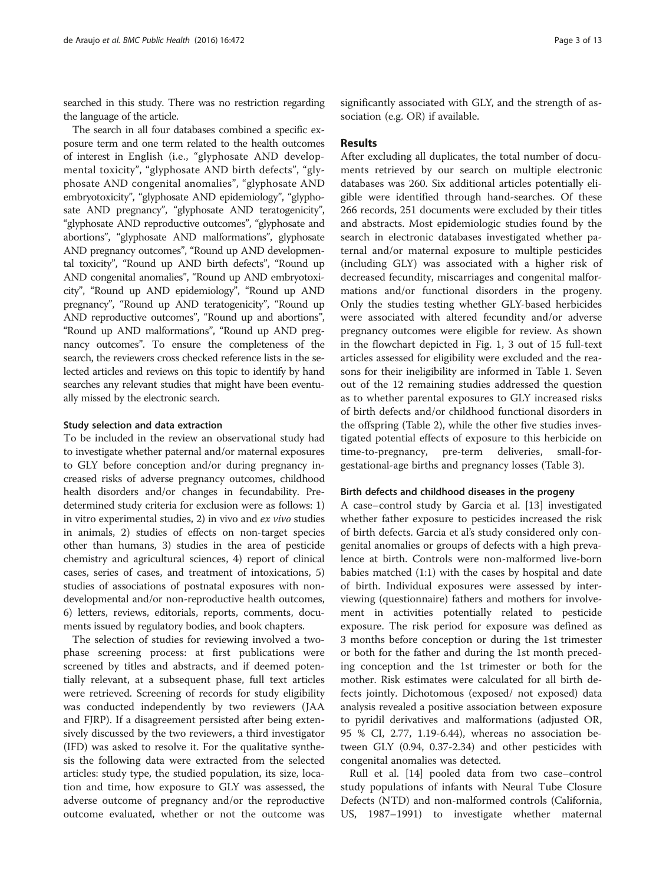searched in this study. There was no restriction regarding the language of the article.

The search in all four databases combined a specific exposure term and one term related to the health outcomes of interest in English (i.e., "glyphosate AND developmental toxicity", "glyphosate AND birth defects", "glyphosate AND congenital anomalies", "glyphosate AND embryotoxicity", "glyphosate AND epidemiology", "glyphosate AND pregnancy", "glyphosate AND teratogenicity", "glyphosate AND reproductive outcomes", "glyphosate and abortions", "glyphosate AND malformations", glyphosate AND pregnancy outcomes", "Round up AND developmental toxicity", "Round up AND birth defects", "Round up AND congenital anomalies", "Round up AND embryotoxicity", "Round up AND epidemiology", "Round up AND pregnancy", "Round up AND teratogenicity", "Round up AND reproductive outcomes", "Round up and abortions", "Round up AND malformations", "Round up AND pregnancy outcomes". To ensure the completeness of the search, the reviewers cross checked reference lists in the selected articles and reviews on this topic to identify by hand searches any relevant studies that might have been eventually missed by the electronic search.

### Study selection and data extraction

To be included in the review an observational study had to investigate whether paternal and/or maternal exposures to GLY before conception and/or during pregnancy increased risks of adverse pregnancy outcomes, childhood health disorders and/or changes in fecundability. Predetermined study criteria for exclusion were as follows: 1) in vitro experimental studies, 2) in vivo and *ex vivo* studies in animals, 2) studies of effects on non-target species other than humans, 3) studies in the area of pesticide chemistry and agricultural sciences, 4) report of clinical cases, series of cases, and treatment of intoxications, 5) studies of associations of postnatal exposures with non-developmental and/or non-reproductive health outcomes, 6) letters, reviews, editorials, reports, comments, documents issued by regulatory bodies, and book chapters.

The selection of studies for reviewing involved a two-phase screening process: at first publications were screened by titles and abstracts, and if deemed potentially relevant, at a subsequent phase, full text articles were retrieved. Screening of records for study eligibility was conducted independently by two reviewers (JAA and FJRP). If a disagreement persisted after being extensively discussed by the two reviewers, a third investigator (IFD) was asked to resolve it. For the qualitative synthesis the following data were extracted from the selected articles: study type, the studied population, its size, location and time, how exposure to GLY was assessed, the adverse outcome of pregnancy and/or the reproductive outcome evaluated, whether or not the outcome was significantly associated with GLY, and the strength of association (e.g. OR) if available.

## Results

After excluding all duplicates, the total number of documents retrieved by our search on multiple electronic databases was 260. Six additional articles potentially eligible were identified through hand-searches. Of these 266 records, 251 documents were excluded by their titles and abstracts. Most epidemiologic studies found by the search in electronic databases investigated whether paternal and/or maternal exposure to multiple pesticides (including GLY) was associated with a higher risk of decreased fecundity, miscarriages and congenital malformations and/or functional disorders in the progeny. Only the studies testing whether GLY-based herbicides were associated with altered fecundity and/or adverse pregnancy outcomes were eligible for review. As shown in the flowchart depicted in Fig. 1, 3 out of 15 full-text articles assessed for eligibility were excluded and the reasons for their ineligibility are informed in Table 1. Seven out of the 12 remaining studies addressed the question as to whether parental exposures to GLY increased risks of birth defects and/or childhood functional disorders in the offspring (Table 2), while the other five studies investigated potential effects of exposure to this herbicide on time-to-pregnancy, pre-term deliveries, small-for-gestational-age births and pregnancy losses (Table 3).

### Birth defects and childhood diseases in the progeny

A case–control study by Garcia et al. [13] investigated whether father exposure to pesticides increased the risk of birth defects. Garcia et al's study considered only congenital anomalies or groups of defects with a high prevalence at birth. Controls were non-malformed live-born babies matched (1:1) with the cases by hospital and date of birth. Individual exposures were assessed by interviewing (questionnaire) fathers and mothers for involvement in activities potentially related to pesticide exposure. The risk period for exposure was defined as 3 months before conception or during the 1st trimester or both for the father and during the 1st month preceding conception and the 1st trimester or both for the mother. Risk estimates were calculated for all birth defects jointly. Dichotomous (exposed/ not exposed) data analysis revealed a positive association between exposure to pyridil derivatives and malformations (adjusted OR, 95 % CI, 2.77, 1.19-6.44), whereas no association between GLY (0.94, 0.37-2.34) and other pesticides with congenital anomalies was detected.

Rull et al. [14] pooled data from two case–control study populations of infants with Neural Tube Closure Defects (NTD) and non-malformed controls (California, US, 1987–1991) to investigate whether maternal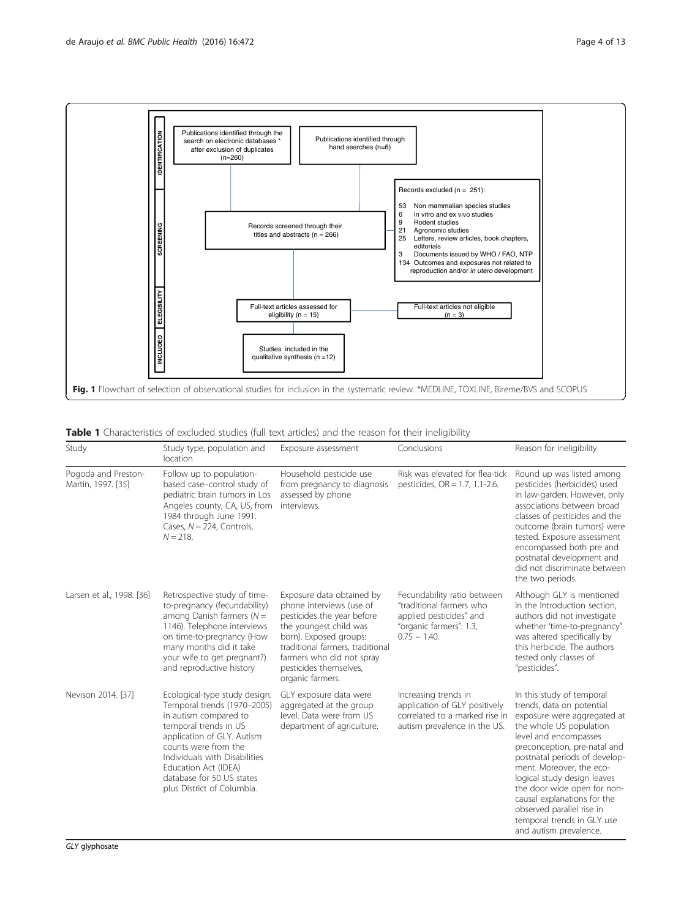IDENTIFICATION

Publications identified through the search on electronic databases * after exclusion of duplicates (n=260)

Publications identified through hand searches (n=6)

SCREENING

Records screened through their titles and abstracts (n = 266)

Records excluded (n = 251):

53 Non mammalian species studies
6 In vitro and ex vivo studies
9 Rodent studies
21 Agronomic studies
25 Letters, review articles, book chapters, editorials
3 Documents issued by WHO / FAO, NTP
134 Outcomes and exposures not related to reproduction and/or *in utero* development

ELEGIBILITY

Full-text articles assessed for eligibility (n = 15)

Full-text articles not eligible (n = 3)

INCLUDED

Studies included in the qualitative synthesis (n =12)

**Fig. 1** Flowchart of selection of observational studies for inclusion in the systematic review. *MEDLINE, TOXLINE, Bireme/BVS and SCOPUS

**Table 1** Characteristics of excluded studies (full text articles) and the reason for their ineligibility

| Study | Study type, population and location | Exposure assessment | Conclusions | Reason for ineligibility |
|---|---|---|---|---|
| Pogoda and Preston-Martin, 1997. [35] | Follow up to population-based case–control study of pediatric brain tumors in Los Angeles county, CA, US, from 1984 through June 1991. Cases, $N = 224$, Controls, $N = 218$. | Household pesticide use from pregnancy to diagnosis assessed by phone interviews. | Risk was elevated for flea-tick pesticides, OR = 1.7, 1.1-2.6. | Round up was listed among pesticides (herbicides) used in law-garden. However, only associations between broad classes of pesticides and the outcome (brain tumors) were tested. Exposure assessment encompassed both pre and postnatal development and did not discriminate between the two periods. |
| Larsen et al., 1998. [36] | Retrospective study of time-to-pregnancy (fecundability) among Danish farmers ($N = 1146$). Telephone interviews on time-to-pregnancy (How many months did it take your wife to get pregnant?) and reproductive history | Exposure data obtained by phone interviews (use of pesticides the year before the youngest child was born). Exposed groups: traditional farmers, traditional farmers who did not spray pesticides themselves, organic farmers. | Fecundability ratio between "traditional farmers who applied pesticides" and "organic farmers": 1.3, 0.75 – 1.40. | Although GLY is mentioned in the Introduction section, authors did not investigate whether 'time-to-pregnancy" was altered specifically by this herbicide. The authors tested only classes of "pesticides". |
| Nevison 2014. [37] | Ecological-type study design. Temporal trends (1970–2005) in autism compared to temporal trends in US application of GLY. Autism counts were from the Individuals with Disabilities Education Act (IDEA) database for 50 US states plus District of Columbia. | GLY exposure data were aggregated at the group level. Data were from US department of agriculture. | Increasing trends in application of GLY positively correlated to a marked rise in autism prevalence in the US. | In this study of temporal trends, data on potential exposure were aggregated at the whole US population level and encompasses preconception, pre-natal and postnatal periods of development. Moreover, the ecological study design leaves the door wide open for non-causal explanations for the observed parallel rise in temporal trends in GLY use and autism prevalence. |

*GLY* glyphosate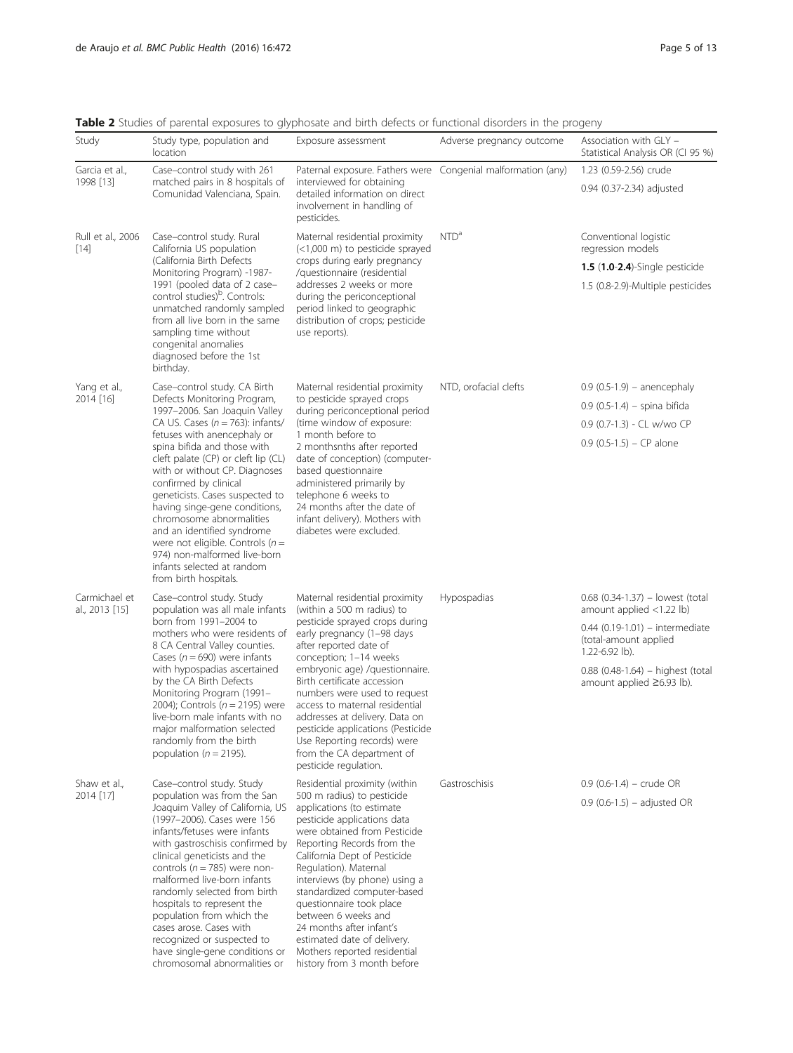**Table 2** Studies of parental exposures to glyphosate and birth defects or functional disorders in the progeny

| Study | Study type, population and location | Exposure assessment | Adverse pregnancy outcome | Association with GLY – Statistical Analysis OR (CI 95 %) |
|---|---|---|---|---|
| Garcia et al., 1998 [13] | Case–control study with 261 matched pairs in 8 hospitals of Comunidad Valenciana, Spain. | Paternal exposure. Fathers were interviewed for obtaining detailed information on direct involvement in handling of pesticides. | Congenial malformation (any) | 1.23 (0.59-2.56) crude<br>0.94 (0.37-2.34) adjusted |
| Rull et al., 2006 [14] | Case–control study. Rural California US population (California Birth Defects Monitoring Program) -1987-1991 (pooled data of 2 case–control studies)[b]. Controls: unmatched randomly sampled from all live born in the same sampling time without congenital anomalies diagnosed before the 1st birthday. | Maternal residential proximity (<1,000 m) to pesticide sprayed crops during early pregnancy /questionnaire (residential addresses 2 weeks or more during the periconceptional period linked to geographic distribution of crops; pesticide use reports). | NTD[a] | Conventional logistic regression models<br>**1.5** (**1.0**-**2.4**)-Single pesticide<br>1.5 (0.8-2.9)-Multiple pesticides |
| Yang et al., 2014 [16] | Case–control study. CA Birth Defects Monitoring Program, 1997–2006. San Joaquin Valley CA US. Cases ($n = 763$): infants/ fetuses with anencephaly or spina bifida and those with cleft palate (CP) or cleft lip (CL) with or without CP. Diagnoses confirmed by clinical geneticists. Cases suspected to having singe-gene conditions, chromosome abnormalities and an identified syndrome were not eligible. Controls ($n = 974$) non-malformed live-born infants selected at random from birth hospitals. | Maternal residential proximity to pesticide sprayed crops during periconceptional period (time window of exposure: 1 month before to 2 monthsnths after reported date of conception) (computer-based questionnaire administered primarily by telephone 6 weeks to 24 months after the date of infant delivery). Mothers with diabetes were excluded. | NTD, orofacial clefts | 0.9 (0.5-1.9) – anencephaly<br>0.9 (0.5-1.4) – spina bifida<br>0.9 (0.7-1.3) - CL w/wo CP<br>0.9 (0.5-1.5) – CP alone |
| Carmichael et al., 2013 [15] | Case–control study. Study population was all male infants born from 1991–2004 to mothers who were residents of 8 CA Central Valley counties. Cases ($n = 690$) were infants with hypospadias ascertained by the CA Birth Defects Monitoring Program (1991–2004); Controls ($n = 2195$) were live-born male infants with no major malformation selected randomly from the birth population ($n = 2195$). | Maternal residential proximity (within a 500 m radius) to pesticide sprayed crops during early pregnancy (1–98 days after reported date of conception; 1–14 weeks embryonic age) /questionnaire. Birth certificate accession numbers were used to request access to maternal residential addresses at delivery. Data on pesticide applications (Pesticide Use Reporting records) were from the CA department of pesticide regulation. | Hypospadias | 0.68 (0.34-1.37) – lowest (total amount applied <1.22 lb)<br>0.44 (0.19-1.01) – intermediate (total-amount applied 1.22-6.92 lb).<br>0.88 (0.48-1.64) – highest (total amount applied ≥6.93 lb). |
| Shaw et al., 2014 [17] | Case–control study. Study population was from the San Joaquim Valley of California, US (1997–2006). Cases were 156 infants/fetuses were infants with gastroschisis confirmed by clinical geneticists and the controls ($n = 785$) were non-malformed live-born infants randomly selected from birth hospitals to represent the population from which the cases arose. Cases with recognized or suspected to have single-gene conditions or chromosomal abnormalities or | Residential proximity (within 500 m radius) to pesticide applications (to estimate pesticide applications data were obtained from Pesticide Reporting Records from the California Dept of Pesticide Regulation). Maternal interviews (by phone) using a standardized computer-based questionnaire took place between 6 weeks and 24 months after infant's estimated date of delivery. Mothers reported residential history from 3 month before | Gastroschisis | 0.9 (0.6-1.4) – crude OR<br>0.9 (0.6-1.5) – adjusted OR |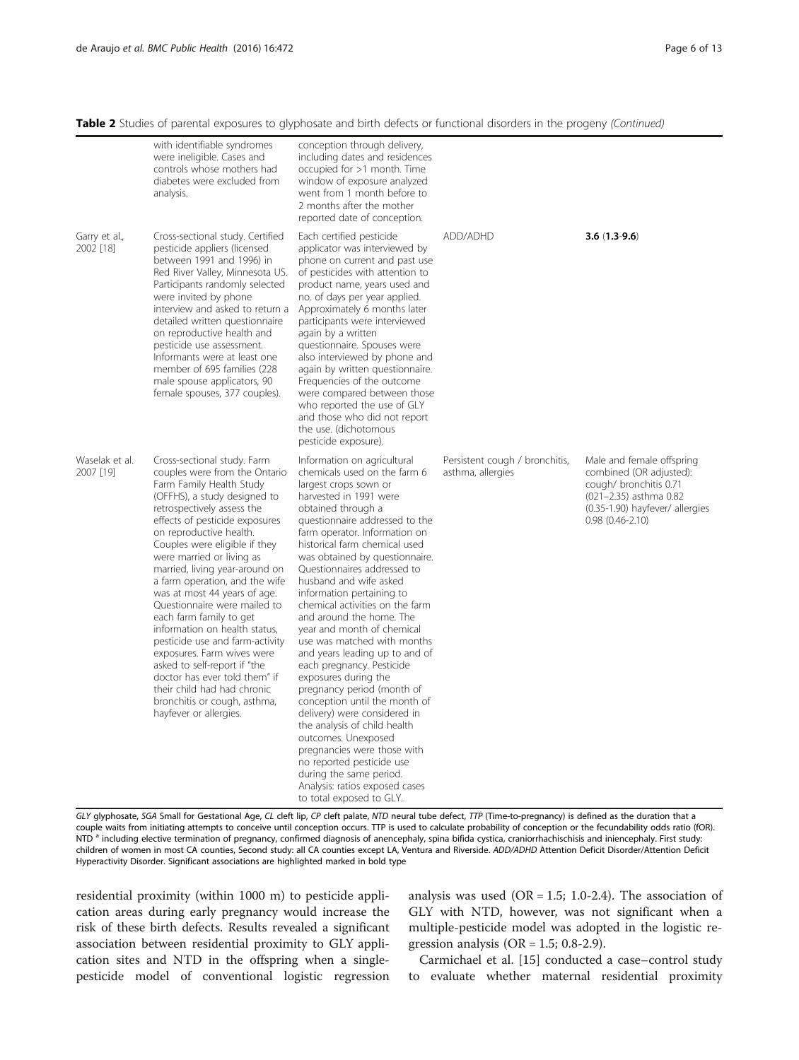**Table 2** Studies of parental exposures to glyphosate and birth defects or functional disorders in the progeny *(Continued)*

| | | | | |
|---|---|---|---|---|
| | with identifiable syndromes were ineligible. Cases and controls whose mothers had diabetes were excluded from analysis. | conception through delivery, including dates and residences occupied for >1 month. Time window of exposure analyzed went from 1 month before to 2 months after the mother reported date of conception. | | |
| Garry et al., 2002 [18] | Cross-sectional study. Certified pesticide appliers (licensed between 1991 and 1996) in Red River Valley, Minnesota US. Participants randomly selected were invited by phone interview and asked to return a detailed written questionnaire on reproductive health and pesticide use assessment. Informants were at least one member of 695 families (228 male spouse applicators, 90 female spouses, 377 couples). | Each certified pesticide applicator was interviewed by phone on current and past use of pesticides with attention to product name, years used and no. of days per year applied. Approximately 6 months later participants were interviewed again by a written questionnaire. Spouses were also interviewed by phone and again by written questionnaire. Frequencies of the outcome were compared between those who reported the use of GLY and those who did not report the use. (dichotomous pesticide exposure). | ADD/ADHD | **3.6** (**1.3-9.6**) |
| Waselak et al. 2007 [19] | Cross-sectional study. Farm couples were from the Ontario Farm Family Health Study (OFFHS), a study designed to retrospectively assess the effects of pesticide exposures on reproductive health. Couples were eligible if they were married or living as married, living year-around on a farm operation, and the wife was at most 44 years of age. Questionnaire were mailed to each farm family to get information on health status, pesticide use and farm-activity exposures. Farm wives were asked to self-report if "the doctor has ever told them" if their child had had chronic bronchitis or cough, asthma, hayfever or allergies. | Information on agricultural chemicals used on the farm 6 largest crops sown or harvested in 1991 were obtained through a questionnaire addressed to the farm operator. Information on historical farm chemical used was obtained by questionnaire. Questionnaires addressed to husband and wife asked information pertaining to chemical activities on the farm and around the home. The year and month of chemical use was matched with months and years leading up to and of each pregnancy. Pesticide exposures during the pregnancy period (month of conception until the month of delivery) were considered in the analysis of child health outcomes. Unexposed pregnancies were those with no reported pesticide use during the same period. Analysis: ratios exposed cases to total exposed to GLY. | Persistent cough / bronchitis, asthma, allergies | Male and female offspring combined (OR adjusted): cough/ bronchitis 0.71 (021–2.35) asthma 0.82 (0.35-1.90) hayfever/ allergies 0.98 (0.46-2.10) |

*GLY* glyphosate, *SGA* Small for Gestational Age, *CL* cleft lip, *CP* cleft palate, *NTD* neural tube defect, *TTP* (Time-to-pregnancy) is defined as the duration that a couple waits from initiating attempts to conceive until conception occurs. TTP is used to calculate probability of conception or the fecundability odds ratio (fOR). NTD [a] including elective termination of pregnancy, confirmed diagnosis of anencephaly, spina bifida cystica, craniorrhachischisis and iniencephaly. First study: children of women in most CA counties, Second study: all CA counties except LA, Ventura and Riverside. *ADD/ADHD* Attention Deficit Disorder/Attention Deficit Hyperactivity Disorder. Significant associations are highlighted marked in bold type

residential proximity (within 1000 m) to pesticide application areas during early pregnancy would increase the risk of these birth defects. Results revealed a significant association between residential proximity to GLY application sites and NTD in the offspring when a single-pesticide model of conventional logistic regression analysis was used (OR = 1.5; 1.0-2.4). The association of GLY with NTD, however, was not significant when a multiple-pesticide model was adopted in the logistic regression analysis (OR = 1.5; 0.8-2.9).

Carmichael et al. [15] conducted a case–control study to evaluate whether maternal residential proximity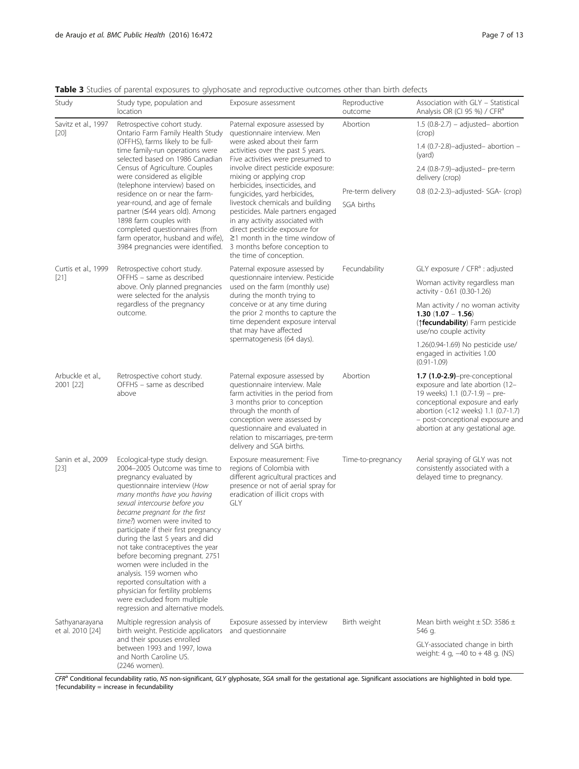**Table 3** Studies of parental exposures to glyphosate and reproductive outcomes other than birth defects

| Study | Study type, population and location | Exposure assessment | Reproductive outcome | Association with GLY – Statistical Analysis OR (CI 95 %) / CFR[a] |
|---|---|---|---|---|
| Savitz et al., 1997 [20] | Retrospective cohort study. Ontario Farm Family Health Study (OFFHS), farms likely to be full-time family-run operations were selected based on 1986 Canadian Census of Agriculture. Couples were considered as eligible (telephone interview) based on residence on or near the farm-year-round, and age of female partner (≤44 years old). Among 1898 farm couples with completed questionnaires (from farm operator, husband and wife), 3984 pregnancies were identified. | Paternal exposure assessed by questionnaire interview. Men were asked about their farm activities over the past 5 years. Five activities were presumed to involve direct pesticide exposure: mixing or applying crop herbicides, insecticides, and fungicides, yard herbicides, livestock chemicals and building pesticides. Male partners engaged in any activity associated with direct pesticide exposure for ≥1 month in the time window of 3 months before conception to the time of conception. | Abortion<br><br>Pre-term delivery<br>SGA births | 1.5 (0.8-2.7) – adjusted– abortion (crop)<br>1.4 (0.7-2.8)–adjusted– abortion – (yard)<br>2.4 (0.8-7.9)–adjusted– pre-term delivery (crop)<br>0.8 (0.2-2.3)–adjusted- SGA- (crop) |
| Curtis et al., 1999 [21] | Retrospective cohort study. OFFHS – same as described above. Only planned pregnancies were selected for the analysis regardless of the pregnancy outcome. | Paternal exposure assessed by questionnaire interview. Pesticide used on the farm (monthly use) during the month trying to conceive or at any time during the prior 2 months to capture the time dependent exposure interval that may have affected spermatogenesis (64 days). | Fecundability | GLY exposure / CFR[a] : adjusted<br>Woman activity regardless man activity - 0.61 (0.30-1.26)<br>Man activity / no woman activity **1.30 (1.07 – 1.56)** (**↑fecundability**) Farm pesticide use/no couple activity<br>1.26(0.94-1.69) No pesticide use/ engaged in activities 1.00 (0.91-1.09) |
| Arbuckle et al., 2001 [22] | Retrospective cohort study. OFFHS – same as described above | Paternal exposure assessed by questionnaire interview. Male farm activities in the period from 3 months prior to conception through the month of conception were assessed by questionnaire and evaluated in relation to miscarriages, pre-term delivery and SGA births. | Abortion | **1.7 (1.0-2.9)**–pre-conceptional exposure and late abortion (12–19 weeks) 1.1 (0.7-1.9) – pre-conceptional exposure and early abortion (<12 weeks) 1.1 (0.7-1.7) – post-conceptional exposure and abortion at any gestational age. |
| Sanin et al., 2009 [23] | Ecological-type study design. 2004–2005 Outcome was time to pregnancy evaluated by questionnaire interview (*How many months have you having sexual intercourse before you became pregnant for the first time?*) women were invited to participate if their first pregnancy during the last 5 years and did not take contraceptives the year before becoming pregnant. 2751 women were included in the analysis. 159 women who reported consultation with a physician for fertility problems were excluded from multiple regression and alternative models. | Exposure measurement: Five regions of Colombia with different agricultural practices and presence or not of aerial spray for eradication of illicit crops with GLY | Time-to-pregnancy | Aerial spraying of GLY was not consistently associated with a delayed time to pregnancy. |
| Sathyanarayana et al. 2010 [24] | Multiple regression analysis of birth weight. Pesticide applicators and their spouses enrolled between 1993 and 1997, Iowa and North Caroline US. (2246 women). | Exposure assessed by interview and questionnaire | Birth weight | Mean birth weight ± SD: 3586 ± 546 g.<br>GLY-associated change in birth weight: 4 g, −40 to + 48 g. (NS) |

*CFR*[a] Conditional fecundability ratio, *NS* non-significant, *GLY* glyphosate, *SGA* small for the gestational age. Significant associations are highlighted in bold type.
↑fecundability = increase in fecundability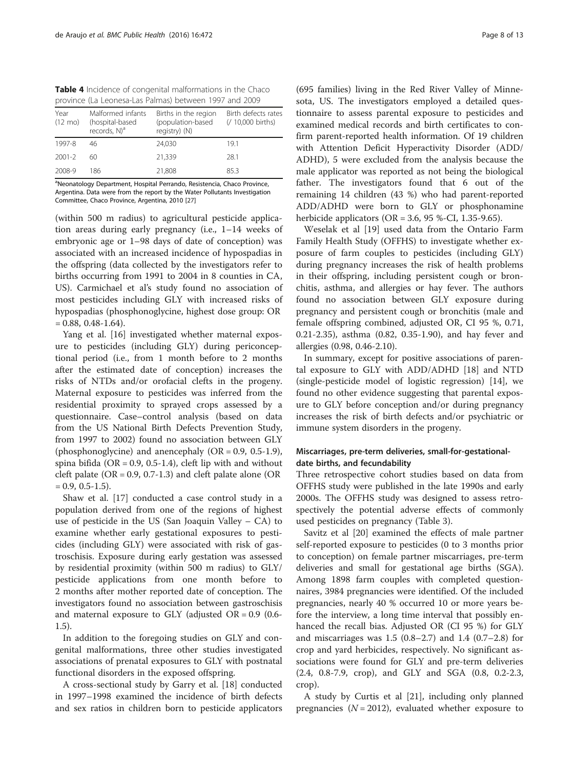**Table 4** Incidence of congenital malformations in the Chaco province (La Leonesa-Las Palmas) between 1997 and 2009

| Year (12 mo) | Malformed infants (hospital-based records, N)[a] | Births in the region (population-based registry) (N) | Birth defects rates (/ 10,000 births) |
|---|---|---|---|
| 1997-8 | 46 | 24,030 | 19.1 |
| 2001-2 | 60 | 21,339 | 28.1 |
| 2008-9 | 186 | 21,808 | 85.3 |

[a]Neonatology Department, Hospital Perrando, Resistencia, Chaco Province, Argentina. Data were from the report by the Water Pollutants Investigation Committee, Chaco Province, Argentina, 2010 [27]

(within 500 m radius) to agricultural pesticide application areas during early pregnancy (i.e., 1–14 weeks of embryonic age or 1–98 days of date of conception) was associated with an increased incidence of hypospadias in the offspring (data collected by the investigators refer to births occurring from 1991 to 2004 in 8 counties in CA, US). Carmichael et al's study found no association of most pesticides including GLY with increased risks of hypospadias (phosphonoglycine, highest dose group: OR = 0.88, 0.48-1.64).

Yang et al. [16] investigated whether maternal exposure to pesticides (including GLY) during periconceptional period (i.e., from 1 month before to 2 months after the estimated date of conception) increases the risks of NTDs and/or orofacial clefts in the progeny. Maternal exposure to pesticides was inferred from the residential proximity to sprayed crops assessed by a questionnaire. Case–control analysis (based on data from the US National Birth Defects Prevention Study, from 1997 to 2002) found no association between GLY (phosphonoglycine) and anencephaly (OR = 0.9, 0.5-1.9), spina bifida (OR = 0.9, 0.5-1.4), cleft lip with and without cleft palate (OR = 0.9, 0.7-1.3) and cleft palate alone (OR = 0.9, 0.5-1.5).

Shaw et al. [17] conducted a case control study in a population derived from one of the regions of highest use of pesticide in the US (San Joaquin Valley – CA) to examine whether early gestational exposures to pesticides (including GLY) were associated with risk of gastroschisis. Exposure during early gestation was assessed by residential proximity (within 500 m radius) to GLY/pesticide applications from one month before to 2 months after mother reported date of conception. The investigators found no association between gastroschisis and maternal exposure to GLY (adjusted OR = 0.9 (0.6-1.5).

In addition to the foregoing studies on GLY and congenital malformations, three other studies investigated associations of prenatal exposures to GLY with postnatal functional disorders in the exposed offspring.

A cross-sectional study by Garry et al. [18] conducted in 1997–1998 examined the incidence of birth defects and sex ratios in children born to pesticide applicators (695 families) living in the Red River Valley of Minnesota, US. The investigators employed a detailed questionnaire to assess parental exposure to pesticides and examined medical records and birth certificates to confirm parent-reported health information. Of 19 children with Attention Deficit Hyperactivity Disorder (ADD/ADHD), 5 were excluded from the analysis because the male applicator was reported as not being the biological father. The investigators found that 6 out of the remaining 14 children (43 %) who had parent-reported ADD/ADHD were born to GLY or phosphonamine herbicide applicators (OR = 3.6, 95 %-CI, 1.35-9.65).

Weselak et al [19] used data from the Ontario Farm Family Health Study (OFFHS) to investigate whether exposure of farm couples to pesticides (including GLY) during pregnancy increases the risk of health problems in their offspring, including persistent cough or bronchitis, asthma, and allergies or hay fever. The authors found no association between GLY exposure during pregnancy and persistent cough or bronchitis (male and female offspring combined, adjusted OR, CI 95 %, 0.71, 0.21-2.35), asthma (0.82, 0.35-1.90), and hay fever and allergies (0.98, 0.46-2.10).

In summary, except for positive associations of parental exposure to GLY with ADD/ADHD [18] and NTD (single-pesticide model of logistic regression) [14], we found no other evidence suggesting that parental exposure to GLY before conception and/or during pregnancy increases the risk of birth defects and/or psychiatric or immune system disorders in the progeny.

### Miscarriages, pre-term deliveries, small-for-gestational-date births, and fecundability

Three retrospective cohort studies based on data from OFFHS study were published in the late 1990s and early 2000s. The OFFHS study was designed to assess retrospectively the potential adverse effects of commonly used pesticides on pregnancy (Table 3).

Savitz et al [20] examined the effects of male partner self-reported exposure to pesticides (0 to 3 months prior to conception) on female partner miscarriages, pre-term deliveries and small for gestational age births (SGA). Among 1898 farm couples with completed questionnaires, 3984 pregnancies were identified. Of the included pregnancies, nearly 40 % occurred 10 or more years before the interview, a long time interval that possibly enhanced the recall bias. Adjusted OR (CI 95 %) for GLY and miscarriages was 1.5 (0.8–2.7) and 1.4 (0.7–2.8) for crop and yard herbicides, respectively. No significant associations were found for GLY and pre-term deliveries (2.4, 0.8-7.9, crop), and GLY and SGA (0.8, 0.2-2.3, crop).

A study by Curtis et al [21], including only planned pregnancies ($N = 2012$), evaluated whether exposure to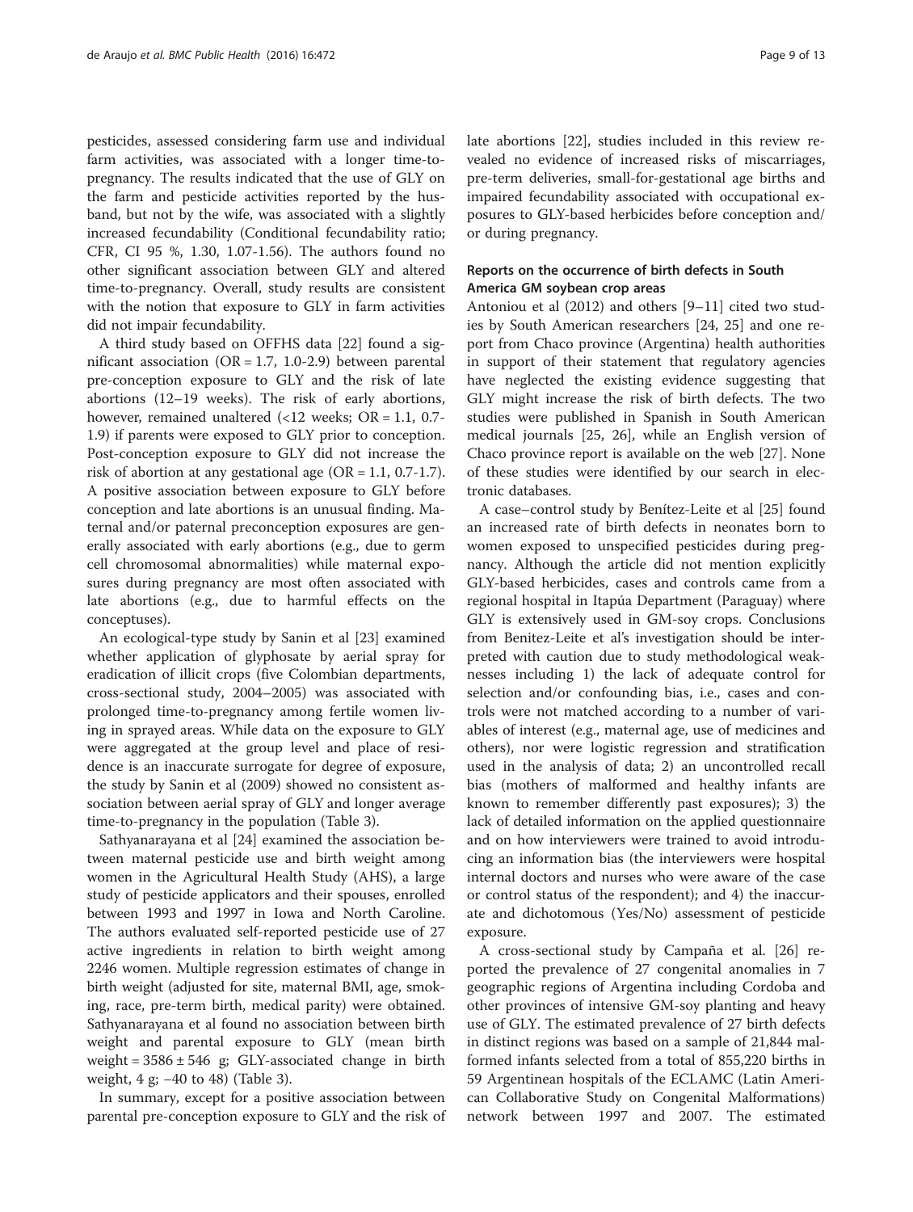pesticides, assessed considering farm use and individual farm activities, was associated with a longer time-to-pregnancy. The results indicated that the use of GLY on the farm and pesticide activities reported by the husband, but not by the wife, was associated with a slightly increased fecundability (Conditional fecundability ratio; CFR, CI 95 %, 1.30, 1.07-1.56). The authors found no other significant association between GLY and altered time-to-pregnancy. Overall, study results are consistent with the notion that exposure to GLY in farm activities did not impair fecundability.

A third study based on OFFHS data [22] found a significant association (OR = 1.7, 1.0-2.9) between parental pre-conception exposure to GLY and the risk of late abortions (12–19 weeks). The risk of early abortions, however, remained unaltered (<12 weeks; OR = 1.1, 0.7-1.9) if parents were exposed to GLY prior to conception. Post-conception exposure to GLY did not increase the risk of abortion at any gestational age (OR = 1.1, 0.7-1.7). A positive association between exposure to GLY before conception and late abortions is an unusual finding. Maternal and/or paternal preconception exposures are generally associated with early abortions (e.g., due to germ cell chromosomal abnormalities) while maternal exposures during pregnancy are most often associated with late abortions (e.g., due to harmful effects on the conceptuses).

An ecological-type study by Sanin et al [23] examined whether application of glyphosate by aerial spray for eradication of illicit crops (five Colombian departments, cross-sectional study, 2004–2005) was associated with prolonged time-to-pregnancy among fertile women living in sprayed areas. While data on the exposure to GLY were aggregated at the group level and place of residence is an inaccurate surrogate for degree of exposure, the study by Sanin et al (2009) showed no consistent association between aerial spray of GLY and longer average time-to-pregnancy in the population (Table 3).

Sathyanarayana et al [24] examined the association between maternal pesticide use and birth weight among women in the Agricultural Health Study (AHS), a large study of pesticide applicators and their spouses, enrolled between 1993 and 1997 in Iowa and North Caroline. The authors evaluated self-reported pesticide use of 27 active ingredients in relation to birth weight among 2246 women. Multiple regression estimates of change in birth weight (adjusted for site, maternal BMI, age, smoking, race, pre-term birth, medical parity) were obtained. Sathyanarayana et al found no association between birth weight and parental exposure to GLY (mean birth weight = 3586 ± 546 g; GLY-associated change in birth weight, 4 g; −40 to 48) (Table 3).

In summary, except for a positive association between parental pre-conception exposure to GLY and the risk of late abortions [22], studies included in this review revealed no evidence of increased risks of miscarriages, pre-term deliveries, small-for-gestational age births and impaired fecundability associated with occupational exposures to GLY-based herbicides before conception and/or during pregnancy.

### Reports on the occurrence of birth defects in South America GM soybean crop areas

Antoniou et al (2012) and others [9–11] cited two studies by South American researchers [24, 25] and one report from Chaco province (Argentina) health authorities in support of their statement that regulatory agencies have neglected the existing evidence suggesting that GLY might increase the risk of birth defects. The two studies were published in Spanish in South American medical journals [25, 26], while an English version of Chaco province report is available on the web [27]. None of these studies were identified by our search in electronic databases.

A case–control study by Benítez-Leite et al [25] found an increased rate of birth defects in neonates born to women exposed to unspecified pesticides during pregnancy. Although the article did not mention explicitly GLY-based herbicides, cases and controls came from a regional hospital in Itapúa Department (Paraguay) where GLY is extensively used in GM-soy crops. Conclusions from Benitez-Leite et al's investigation should be interpreted with caution due to study methodological weaknesses including 1) the lack of adequate control for selection and/or confounding bias, i.e., cases and controls were not matched according to a number of variables of interest (e.g., maternal age, use of medicines and others), nor were logistic regression and stratification used in the analysis of data; 2) an uncontrolled recall bias (mothers of malformed and healthy infants are known to remember differently past exposures); 3) the lack of detailed information on the applied questionnaire and on how interviewers were trained to avoid introducing an information bias (the interviewers were hospital internal doctors and nurses who were aware of the case or control status of the respondent); and 4) the inaccurate and dichotomous (Yes/No) assessment of pesticide exposure.

A cross-sectional study by Campaña et al. [26] reported the prevalence of 27 congenital anomalies in 7 geographic regions of Argentina including Cordoba and other provinces of intensive GM-soy planting and heavy use of GLY. The estimated prevalence of 27 birth defects in distinct regions was based on a sample of 21,844 malformed infants selected from a total of 855,220 births in 59 Argentinean hospitals of the ECLAMC (Latin American Collaborative Study on Congenital Malformations) network between 1997 and 2007. The estimated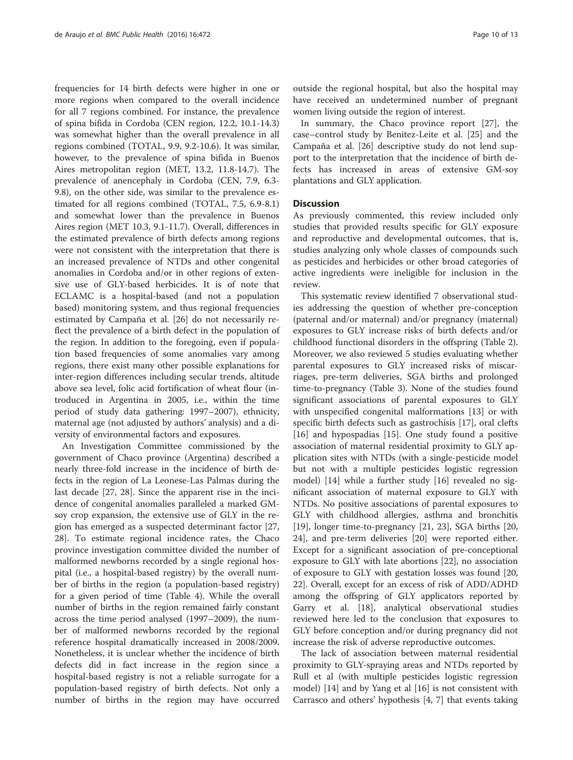frequencies for 14 birth defects were higher in one or more regions when compared to the overall incidence for all 7 regions combined. For instance, the prevalence of spina bifida in Cordoba (CEN region, 12.2, 10.1-14.3) was somewhat higher than the overall prevalence in all regions combined (TOTAL, 9.9, 9.2-10.6). It was similar, however, to the prevalence of spina bifida in Buenos Aires metropolitan region (MET, 13.2, 11.8-14.7). The prevalence of anencephaly in Cordoba (CEN, 7.9, 6.3-9.8), on the other side, was similar to the prevalence estimated for all regions combined (TOTAL, 7.5, 6.9-8.1) and somewhat lower than the prevalence in Buenos Aires region (MET 10.3, 9.1-11.7). Overall, differences in the estimated prevalence of birth defects among regions were not consistent with the interpretation that there is an increased prevalence of NTDs and other congenital anomalies in Cordoba and/or in other regions of extensive use of GLY-based herbicides. It is of note that ECLAMC is a hospital-based (and not a population based) monitoring system, and thus regional frequencies estimated by Campaña et al. [26] do not necessarily reflect the prevalence of a birth defect in the population of the region. In addition to the foregoing, even if population based frequencies of some anomalies vary among regions, there exist many other possible explanations for inter-region differences including secular trends, altitude above sea level, folic acid fortification of wheat flour (introduced in Argentina in 2005, i.e., within the time period of study data gathering: 1997–2007), ethnicity, maternal age (not adjusted by authors' analysis) and a diversity of environmental factors and exposures.

An Investigation Committee commissioned by the government of Chaco province (Argentina) described a nearly three-fold increase in the incidence of birth defects in the region of La Leonese-Las Palmas during the last decade [27, 28]. Since the apparent rise in the incidence of congenital anomalies paralleled a marked GM-soy crop expansion, the extensive use of GLY in the region has emerged as a suspected determinant factor [27, 28]. To estimate regional incidence rates, the Chaco province investigation committee divided the number of malformed newborns recorded by a single regional hospital (i.e., a hospital-based registry) by the overall number of births in the region (a population-based registry) for a given period of time (Table 4). While the overall number of births in the region remained fairly constant across the time period analysed (1997–2009), the number of malformed newborns recorded by the regional reference hospital dramatically increased in 2008/2009. Nonetheless, it is unclear whether the incidence of birth defects did in fact increase in the region since a hospital-based registry is not a reliable surrogate for a population-based registry of birth defects. Not only a number of births in the region may have occurred outside the regional hospital, but also the hospital may have received an undetermined number of pregnant women living outside the region of interest.

In summary, the Chaco province report [27], the case–control study by Benitez-Leite et al. [25] and the Campaña et al. [26] descriptive study do not lend support to the interpretation that the incidence of birth defects has increased in areas of extensive GM-soy plantations and GLY application.

## Discussion

As previously commented, this review included only studies that provided results specific for GLY exposure and reproductive and developmental outcomes, that is, studies analyzing only whole classes of compounds such as pesticides and herbicides or other broad categories of active ingredients were ineligible for inclusion in the review.

This systematic review identified 7 observational studies addressing the question of whether pre-conception (paternal and/or maternal) and/or pregnancy (maternal) exposures to GLY increase risks of birth defects and/or childhood functional disorders in the offspring (Table 2). Moreover, we also reviewed 5 studies evaluating whether parental exposures to GLY increased risks of miscarriages, pre-term deliveries, SGA births and prolonged time-to-pregnancy (Table 3). None of the studies found significant associations of parental exposures to GLY with unspecified congenital malformations [13] or with specific birth defects such as gastrochisis [17], oral clefts [16] and hypospadias [15]. One study found a positive association of maternal residential proximity to GLY application sites with NTDs (with a single-pesticide model but not with a multiple pesticides logistic regression model) [14] while a further study [16] revealed no significant association of maternal exposure to GLY with NTDs. No positive associations of parental exposures to GLY with childhood allergies, asthma and bronchitis [19], longer time-to-pregnancy [21, 23], SGA births [20, 24], and pre-term deliveries [20] were reported either. Except for a significant association of pre-conceptional exposure to GLY with late abortions [22], no association of exposure to GLY with gestation losses was found [20, 22]. Overall, except for an excess of risk of ADD/ADHD among the offspring of GLY applicators reported by Garry et al. [18], analytical observational studies reviewed here led to the conclusion that exposures to GLY before conception and/or during pregnancy did not increase the risk of adverse reproductive outcomes.

The lack of association between maternal residential proximity to GLY-spraying areas and NTDs reported by Rull et al (with multiple pesticides logistic regression model) [14] and by Yang et al [16] is not consistent with Carrasco and others' hypothesis [4, 7] that events taking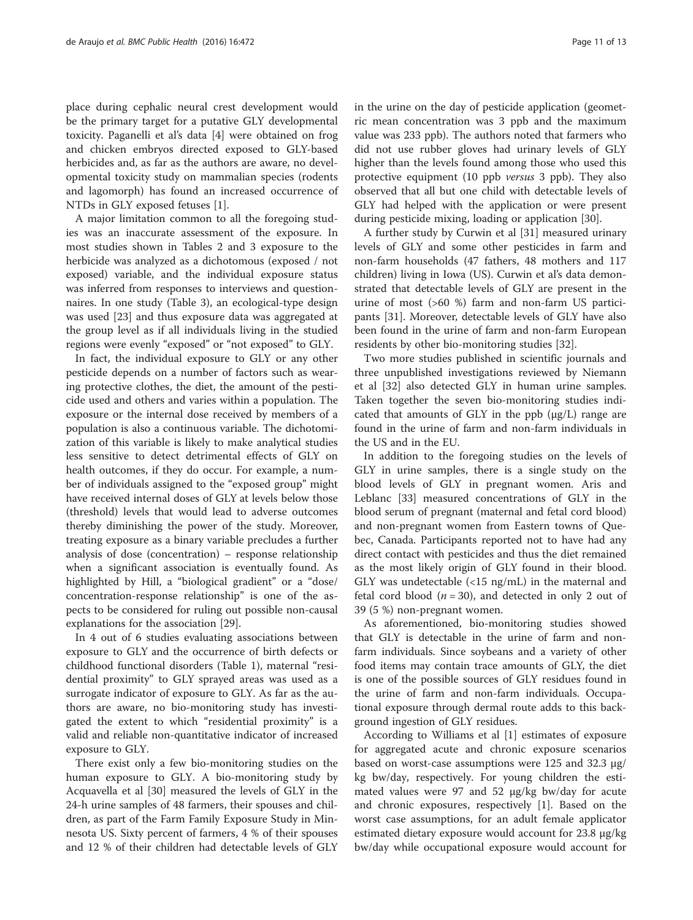place during cephalic neural crest development would be the primary target for a putative GLY developmental toxicity. Paganelli et al's data [4] were obtained on frog and chicken embryos directed exposed to GLY-based herbicides and, as far as the authors are aware, no developmental toxicity study on mammalian species (rodents and lagomorph) has found an increased occurrence of NTDs in GLY exposed fetuses [1].

A major limitation common to all the foregoing studies was an inaccurate assessment of the exposure. In most studies shown in Tables 2 and 3 exposure to the herbicide was analyzed as a dichotomous (exposed / not exposed) variable, and the individual exposure status was inferred from responses to interviews and questionnaires. In one study (Table 3), an ecological-type design was used [23] and thus exposure data was aggregated at the group level as if all individuals living in the studied regions were evenly "exposed" or "not exposed" to GLY.

In fact, the individual exposure to GLY or any other pesticide depends on a number of factors such as wearing protective clothes, the diet, the amount of the pesticide used and others and varies within a population. The exposure or the internal dose received by members of a population is also a continuous variable. The dichotomization of this variable is likely to make analytical studies less sensitive to detect detrimental effects of GLY on health outcomes, if they do occur. For example, a number of individuals assigned to the "exposed group" might have received internal doses of GLY at levels below those (threshold) levels that would lead to adverse outcomes thereby diminishing the power of the study. Moreover, treating exposure as a binary variable precludes a further analysis of dose (concentration) – response relationship when a significant association is eventually found. As highlighted by Hill, a "biological gradient" or a "dose/concentration-response relationship" is one of the aspects to be considered for ruling out possible non-causal explanations for the association [29].

In 4 out of 6 studies evaluating associations between exposure to GLY and the occurrence of birth defects or childhood functional disorders (Table 1), maternal "residential proximity" to GLY sprayed areas was used as a surrogate indicator of exposure to GLY. As far as the authors are aware, no bio-monitoring study has investigated the extent to which "residential proximity" is a valid and reliable non-quantitative indicator of increased exposure to GLY.

There exist only a few bio-monitoring studies on the human exposure to GLY. A bio-monitoring study by Acquavella et al [30] measured the levels of GLY in the 24-h urine samples of 48 farmers, their spouses and children, as part of the Farm Family Exposure Study in Minnesota US. Sixty percent of farmers, 4 % of their spouses and 12 % of their children had detectable levels of GLY in the urine on the day of pesticide application (geometric mean concentration was 3 ppb and the maximum value was 233 ppb). The authors noted that farmers who did not use rubber gloves had urinary levels of GLY higher than the levels found among those who used this protective equipment (10 ppb *versus* 3 ppb). They also observed that all but one child with detectable levels of GLY had helped with the application or were present during pesticide mixing, loading or application [30].

A further study by Curwin et al [31] measured urinary levels of GLY and some other pesticides in farm and non-farm households (47 fathers, 48 mothers and 117 children) living in Iowa (US). Curwin et al's data demonstrated that detectable levels of GLY are present in the urine of most (>60 %) farm and non-farm US participants [31]. Moreover, detectable levels of GLY have also been found in the urine of farm and non-farm European residents by other bio-monitoring studies [32].

Two more studies published in scientific journals and three unpublished investigations reviewed by Niemann et al [32] also detected GLY in human urine samples. Taken together the seven bio-monitoring studies indicated that amounts of GLY in the ppb (μg/L) range are found in the urine of farm and non-farm individuals in the US and in the EU.

In addition to the foregoing studies on the levels of GLY in urine samples, there is a single study on the blood levels of GLY in pregnant women. Aris and Leblanc [33] measured concentrations of GLY in the blood serum of pregnant (maternal and fetal cord blood) and non-pregnant women from Eastern towns of Quebec, Canada. Participants reported not to have had any direct contact with pesticides and thus the diet remained as the most likely origin of GLY found in their blood. GLY was undetectable (<15 ng/mL) in the maternal and fetal cord blood ($n = 30$), and detected in only 2 out of 39 (5 %) non-pregnant women.

As aforementioned, bio-monitoring studies showed that GLY is detectable in the urine of farm and non-farm individuals. Since soybeans and a variety of other food items may contain trace amounts of GLY, the diet is one of the possible sources of GLY residues found in the urine of farm and non-farm individuals. Occupational exposure through dermal route adds to this background ingestion of GLY residues.

According to Williams et al [1] estimates of exposure for aggregated acute and chronic exposure scenarios based on worst-case assumptions were 125 and 32.3 μg/kg bw/day, respectively. For young children the estimated values were 97 and 52 μg/kg bw/day for acute and chronic exposures, respectively [1]. Based on the worst case assumptions, for an adult female applicator estimated dietary exposure would account for 23.8 μg/kg bw/day while occupational exposure would account for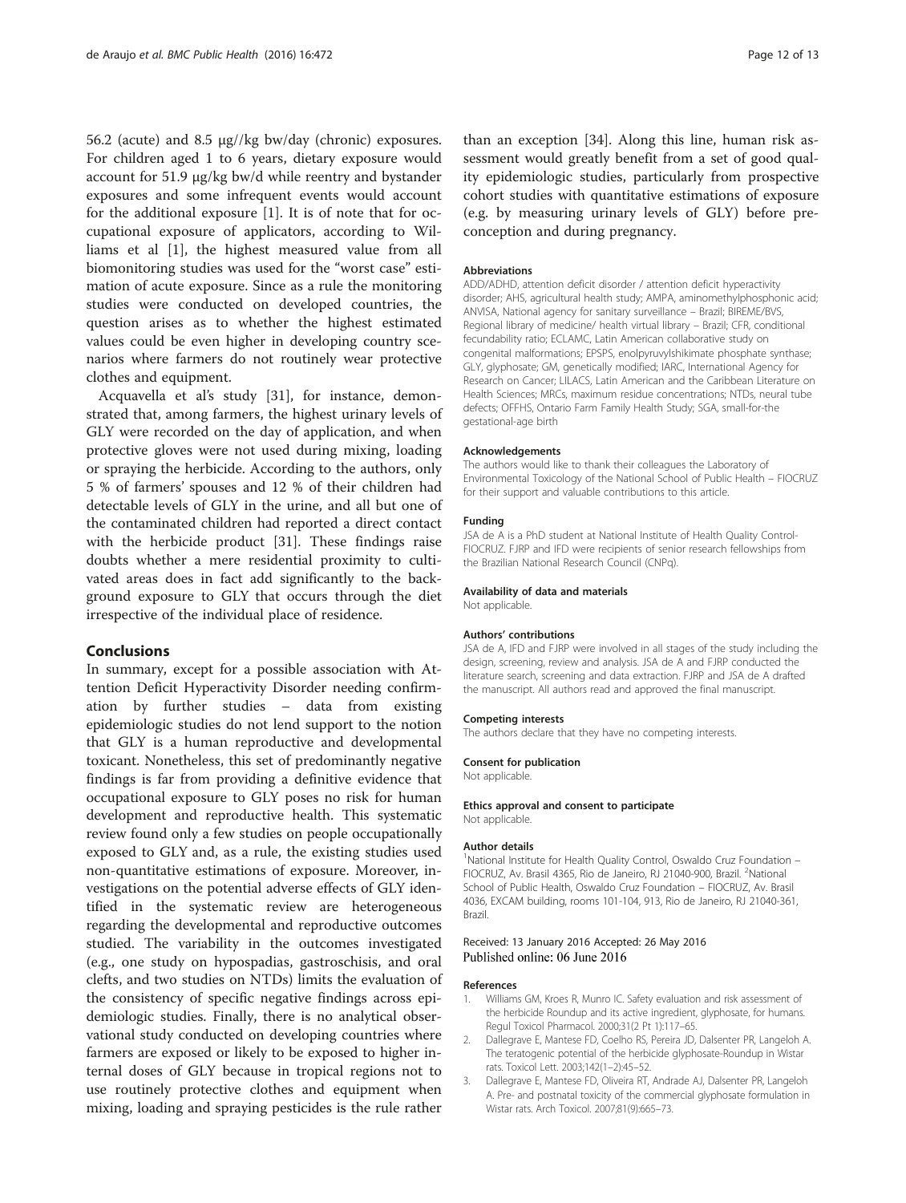56.2 (acute) and 8.5 μg//kg bw/day (chronic) exposures. For children aged 1 to 6 years, dietary exposure would account for 51.9 μg/kg bw/d while reentry and bystander exposures and some infrequent events would account for the additional exposure [1]. It is of note that for occupational exposure of applicators, according to Williams et al [1], the highest measured value from all biomonitoring studies was used for the "worst case" estimation of acute exposure. Since as a rule the monitoring studies were conducted on developed countries, the question arises as to whether the highest estimated values could be even higher in developing country scenarios where farmers do not routinely wear protective clothes and equipment.

Acquavella et al's study [31], for instance, demonstrated that, among farmers, the highest urinary levels of GLY were recorded on the day of application, and when protective gloves were not used during mixing, loading or spraying the herbicide. According to the authors, only 5 % of farmers' spouses and 12 % of their children had detectable levels of GLY in the urine, and all but one of the contaminated children had reported a direct contact with the herbicide product [31]. These findings raise doubts whether a mere residential proximity to cultivated areas does in fact add significantly to the background exposure to GLY that occurs through the diet irrespective of the individual place of residence.

## Conclusions

In summary, except for a possible association with Attention Deficit Hyperactivity Disorder needing confirmation by further studies – data from existing epidemiologic studies do not lend support to the notion that GLY is a human reproductive and developmental toxicant. Nonetheless, this set of predominantly negative findings is far from providing a definitive evidence that occupational exposure to GLY poses no risk for human development and reproductive health. This systematic review found only a few studies on people occupationally exposed to GLY and, as a rule, the existing studies used non-quantitative estimations of exposure. Moreover, investigations on the potential adverse effects of GLY identified in the systematic review are heterogeneous regarding the developmental and reproductive outcomes studied. The variability in the outcomes investigated (e.g., one study on hypospadias, gastroschisis, and oral clefts, and two studies on NTDs) limits the evaluation of the consistency of specific negative findings across epidemiologic studies. Finally, there is no analytical observational study conducted on developing countries where farmers are exposed or likely to be exposed to higher internal doses of GLY because in tropical regions not to use routinely protective clothes and equipment when mixing, loading and spraying pesticides is the rule rather than an exception [34]. Along this line, human risk assessment would greatly benefit from a set of good quality epidemiologic studies, particularly from prospective cohort studies with quantitative estimations of exposure (e.g. by measuring urinary levels of GLY) before preconception and during pregnancy.

#### Abbreviations

ADD/ADHD, attention deficit disorder / attention deficit hyperactivity disorder; AHS, agricultural health study; AMPA, aminomethylphosphonic acid; ANVISA, National agency for sanitary surveillance – Brazil; BIREME/BVS, Regional library of medicine/ health virtual library – Brazil; CFR, conditional fecundability ratio; ECLAMC, Latin American collaborative study on congenital malformations; EPSPS, enolpyruvylshikimate phosphate synthase; GLY, glyphosate; GM, genetically modified; IARC, International Agency for Research on Cancer; LILACS, Latin American and the Caribbean Literature on Health Sciences; MRCs, maximum residue concentrations; NTDs, neural tube defects; OFFHS, Ontario Farm Family Health Study; SGA, small-for-the gestational-age birth

#### Acknowledgements

The authors would like to thank their colleagues the Laboratory of Environmental Toxicology of the National School of Public Health – FIOCRUZ for their support and valuable contributions to this article.

#### Funding

JSA de A is a PhD student at National Institute of Health Quality Control-FIOCRUZ. FJRP and IFD were recipients of senior research fellowships from the Brazilian National Research Council (CNPq).

#### Availability of data and materials

Not applicable.

#### Authors' contributions

JSA de A, IFD and FJRP were involved in all stages of the study including the design, screening, review and analysis. JSA de A and FJRP conducted the literature search, screening and data extraction. FJRP and JSA de A drafted the manuscript. All authors read and approved the final manuscript.

#### Competing interests

The authors declare that they have no competing interests.

#### Consent for publication

Not applicable.

#### Ethics approval and consent to participate

Not applicable.

#### Author details

[1]National Institute for Health Quality Control, Oswaldo Cruz Foundation – FIOCRUZ, Av. Brasil 4365, Rio de Janeiro, RJ 21040-900, Brazil. [2]National School of Public Health, Oswaldo Cruz Foundation – FIOCRUZ, Av. Brasil 4036, EXCAM building, rooms 101-104, 913, Rio de Janeiro, RJ 21040-361, Brazil.

Received: 13 January 2016 Accepted: 26 May 2016
Published online: 06 June 2016

#### References

1. Williams GM, Kroes R, Munro IC. Safety evaluation and risk assessment of the herbicide Roundup and its active ingredient, glyphosate, for humans. Regul Toxicol Pharmacol. 2000;31(2 Pt 1):117–65.
2. Dallegrave E, Mantese FD, Coelho RS, Pereira JD, Dalsenter PR, Langeloh A. The teratogenic potential of the herbicide glyphosate-Roundup in Wistar rats. Toxicol Lett. 2003;142(1–2):45–52.
3. Dallegrave E, Mantese FD, Oliveira RT, Andrade AJ, Dalsenter PR, Langeloh A. Pre- and postnatal toxicity of the commercial glyphosate formulation in Wistar rats. Arch Toxicol. 2007;81(9):665–73.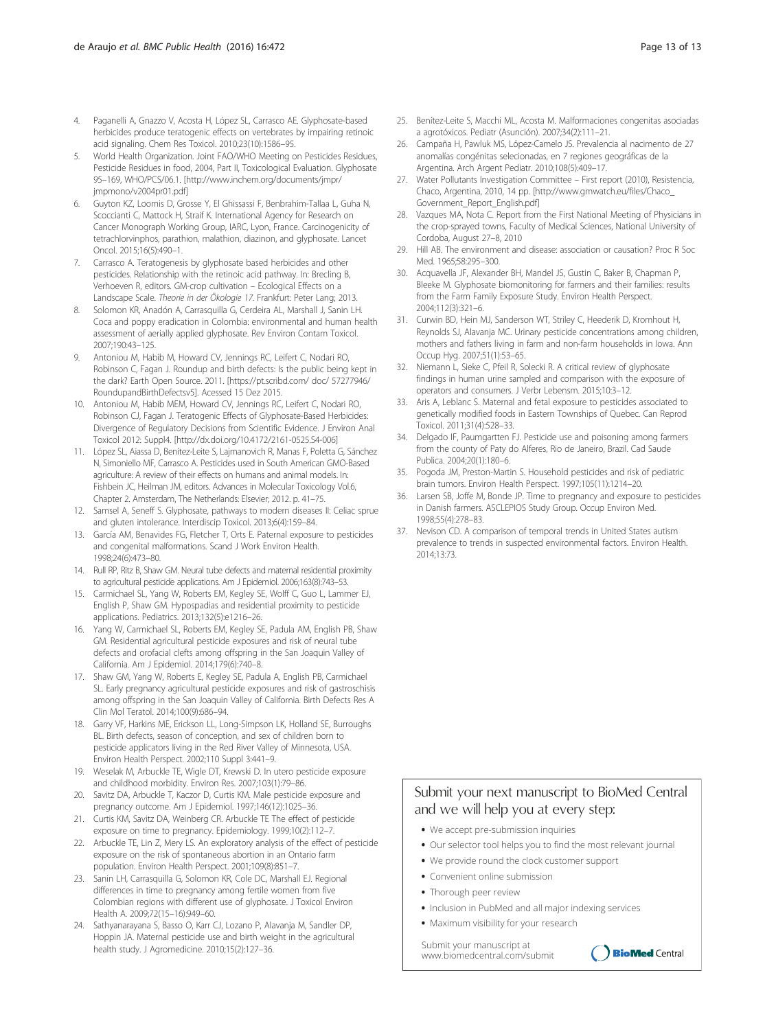4. Paganelli A, Gnazzo V, Acosta H, López SL, Carrasco AE. Glyphosate-based herbicides produce teratogenic effects on vertebrates by impairing retinoic acid signaling. Chem Res Toxicol. 2010;23(10):1586–95.
5. World Health Organization. Joint FAO/WHO Meeting on Pesticides Residues, Pesticide Residues in food, 2004, Part II, Toxicological Evaluation. Glyphosate 95–169, WHO/PCS/06.1. [http://www.inchem.org/documents/jmpr/jmpmono/v2004pr01.pdf]
6. Guyton KZ, Loomis D, Grosse Y, El Ghissassi F, Benbrahim-Tallaa L, Guha N, Scoccianti C, Mattock H, Straif K. International Agency for Research on Cancer Monograph Working Group, IARC, Lyon, France. Carcinogenicity of tetrachlorvinphos, parathion, malathion, diazinon, and glyphosate. Lancet Oncol. 2015;16(5):490–1.
7. Carrasco A. Teratogenesis by glyphosate based herbicides and other pesticides. Relationship with the retinoic acid pathway. In: Brecling B, Verhoeven R, editors. GM-crop cultivation – Ecological Effects on a Landscape Scale. *Theorie in der Ökologie 17*. Frankfurt: Peter Lang; 2013.
8. Solomon KR, Anadón A, Carrasquilla G, Cerdeira AL, Marshall J, Sanin LH. Coca and poppy eradication in Colombia: environmental and human health assessment of aerially applied glyphosate. Rev Environ Contam Toxicol. 2007;190:43–125.
9. Antoniou M, Habib M, Howard CV, Jennings RC, Leifert C, Nodari RO, Robinson C, Fagan J. Roundup and birth defects: Is the public being kept in the dark? Earth Open Source. 2011. [https://pt.scribd.com/ doc/ 57277946/ RoundupandBirthDefectsv5]. Acessed 15 Dez 2015.
10. Antoniou M, Habib MEM, Howard CV, Jennings RC, Leifert C, Nodari RO, Robinson CJ, Fagan J. Teratogenic Effects of Glyphosate-Based Herbicides: Divergence of Regulatory Decisions from Scientific Evidence. J Environ Anal Toxicol 2012: Suppl4. [http://dx.doi.org/10.4172/2161-0525.S4-006]
11. López SL, Aiassa D, Benítez-Leite S, Lajmanovich R, Manas F, Poletta G, Sánchez N, Simoniello MF, Carrasco A. Pesticides used in South American GMO-Based agriculture: A review of their effects on humans and animal models. In: Fishbein JC, Heilman JM, editors. Advances in Molecular Toxicology Vol.6, Chapter 2. Amsterdam, The Netherlands: Elsevier; 2012. p. 41–75.
12. Samsel A, Seneff S. Glyphosate, pathways to modern diseases II: Celiac sprue and gluten intolerance. Interdiscip Toxicol. 2013;6(4):159–84.
13. García AM, Benavides FG, Fletcher T, Orts E. Paternal exposure to pesticides and congenital malformations. Scand J Work Environ Health. 1998;24(6):473–80.
14. Rull RP, Ritz B, Shaw GM. Neural tube defects and maternal residential proximity to agricultural pesticide applications. Am J Epidemiol. 2006;163(8):743–53.
15. Carmichael SL, Yang W, Roberts EM, Kegley SE, Wolff C, Guo L, Lammer EJ, English P, Shaw GM. Hypospadias and residential proximity to pesticide applications. Pediatrics. 2013;132(5):e1216–26.
16. Yang W, Carmichael SL, Roberts EM, Kegley SE, Padula AM, English PB, Shaw GM. Residential agricultural pesticide exposures and risk of neural tube defects and orofacial clefts among offspring in the San Joaquin Valley of California. Am J Epidemiol. 2014;179(6):740–8.
17. Shaw GM, Yang W, Roberts E, Kegley SE, Padula A, English PB, Carmichael SL. Early pregnancy agricultural pesticide exposures and risk of gastroschisis among offspring in the San Joaquin Valley of California. Birth Defects Res A Clin Mol Teratol. 2014;100(9):686–94.
18. Garry VF, Harkins ME, Erickson LL, Long-Simpson LK, Holland SE, Burroughs BL. Birth defects, season of conception, and sex of children born to pesticide applicators living in the Red River Valley of Minnesota, USA. Environ Health Perspect. 2002;110 Suppl 3:441–9.
19. Weselak M, Arbuckle TE, Wigle DT, Krewski D. In utero pesticide exposure and childhood morbidity. Environ Res. 2007;103(1):79–86.
20. Savitz DA, Arbuckle T, Kaczor D, Curtis KM. Male pesticide exposure and pregnancy outcome. Am J Epidemiol. 1997;146(12):1025–36.
21. Curtis KM, Savitz DA, Weinberg CR. Arbuckle TE The effect of pesticide exposure on time to pregnancy. Epidemiology. 1999;10(2):112–7.
22. Arbuckle TE, Lin Z, Mery LS. An exploratory analysis of the effect of pesticide exposure on the risk of spontaneous abortion in an Ontario farm population. Environ Health Perspect. 2001;109(8):851–7.
23. Sanin LH, Carrasquilla G, Solomon KR, Cole DC, Marshall EJ. Regional differences in time to pregnancy among fertile women from five Colombian regions with different use of glyphosate. J Toxicol Environ Health A. 2009;72(15–16):949–60.
24. Sathyanarayana S, Basso O, Karr CJ, Lozano P, Alavanja M, Sandler DP, Hoppin JA. Maternal pesticide use and birth weight in the agricultural health study. J Agromedicine. 2010;15(2):127–36.
25. Benítez-Leite S, Macchi ML, Acosta M. Malformaciones congenitas asociadas a agrotóxicos. Pediatr (Asunción). 2007;34(2):111–21.
26. Campaña H, Pawluk MS, López-Camelo JS. Prevalencia al nacimento de 27 anomalías congénitas selecionadas, en 7 regiones geográficas de la Argentina. Arch Argent Pediatr. 2010;108(5):409–17.
27. Water Pollutants Investigation Committee – First report (2010), Resistencia, Chaco, Argentina, 2010, 14 pp. [http://www.gmwatch.eu/files/Chaco_Government_Report_English.pdf]
28. Vazques MA, Nota C. Report from the First National Meeting of Physicians in the crop-sprayed towns, Faculty of Medical Sciences, National University of Cordoba, August 27–8, 2010
29. Hill AB. The environment and disease: association or causation? Proc R Soc Med. 1965;58:295–300.
30. Acquavella JF, Alexander BH, Mandel JS, Gustin C, Baker B, Chapman P, Bleeke M. Glyphosate biomonitoring for farmers and their families: results from the Farm Family Exposure Study. Environ Health Perspect. 2004;112(3):321–6.
31. Curwin BD, Hein MJ, Sanderson WT, Striley C, Heederik D, Kromhout H, Reynolds SJ, Alavanja MC. Urinary pesticide concentrations among children, mothers and fathers living in farm and non-farm households in Iowa. Ann Occup Hyg. 2007;51(1):53–65.
32. Niemann L, Sieke C, Pfeil R, Solecki R. A critical review of glyphosate findings in human urine sampled and comparison with the exposure of operators and consumers. J Verbr Lebensm. 2015;10:3–12.
33. Aris A, Leblanc S. Maternal and fetal exposure to pesticides associated to genetically modified foods in Eastern Townships of Quebec. Can Reprod Toxicol. 2011;31(4):528–33.
34. Delgado IF, Paumgartten FJ. Pesticide use and poisoning among farmers from the county of Paty do Alferes, Rio de Janeiro, Brazil. Cad Saude Publica. 2004;20(1):180–6.
35. Pogoda JM, Preston-Martin S. Household pesticides and risk of pediatric brain tumors. Environ Health Perspect. 1997;105(11):1214–20.
36. Larsen SB, Joffe M, Bonde JP. Time to pregnancy and exposure to pesticides in Danish farmers. ASCLEPIOS Study Group. Occup Environ Med. 1998;55(4):278–83.
37. Nevison CD. A comparison of temporal trends in United States autism prevalence to trends in suspected environmental factors. Environ Health. 2014;13:73.

Submit your next manuscript to BioMed Central and we will help you at every step:

- We accept pre-submission inquiries
- Our selector tool helps you to find the most relevant journal
- We provide round the clock customer support
- Convenient online submission
- Thorough peer review
- Inclusion in PubMed and all major indexing services
- Maximum visibility for your research

Submit your manuscript at www.biomedcentral.com/submit

BioMed Central